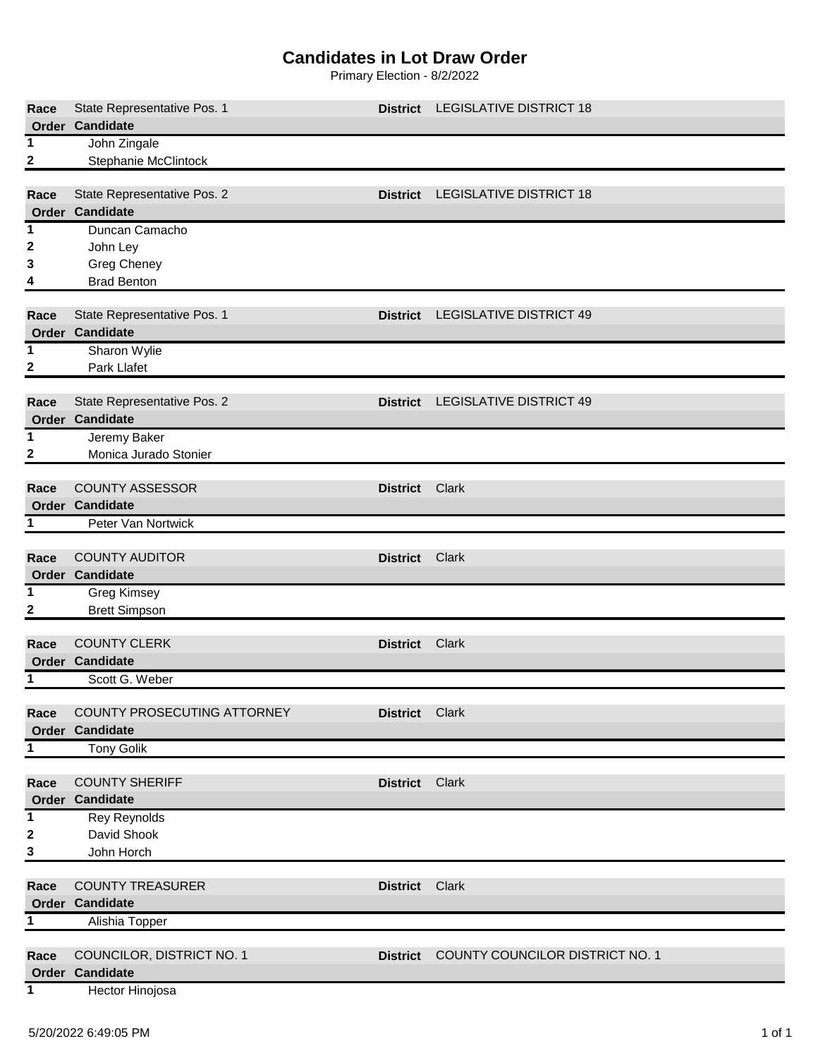# Candidates in Lot Draw Order

Primary Election - 8/2/2022

| Race | State Representative Pos. 1 | District | LEGISLATIVE DISTRICT 18 |
|---|---|---|---|
| **Order** | **Candidate** | | |
| 1 | John Zingale | | |
| 2 | Stephanie McClintock | | |

| Race | State Representative Pos. 2 | District | LEGISLATIVE DISTRICT 18 |
|---|---|---|---|
| **Order** | **Candidate** | | |
| 1 | Duncan Camacho | | |
| 2 | John Ley | | |
| 3 | Greg Cheney | | |
| 4 | Brad Benton | | |

| Race | State Representative Pos. 1 | District | LEGISLATIVE DISTRICT 49 |
|---|---|---|---|
| **Order** | **Candidate** | | |
| 1 | Sharon Wylie | | |
| 2 | Park Llafet | | |

| Race | State Representative Pos. 2 | District | LEGISLATIVE DISTRICT 49 |
|---|---|---|---|
| **Order** | **Candidate** | | |
| 1 | Jeremy Baker | | |
| 2 | Monica Jurado Stonier | | |

| Race | COUNTY ASSESSOR | District | Clark |
|---|---|---|---|
| **Order** | **Candidate** | | |
| 1 | Peter Van Nortwick | | |

| Race | COUNTY AUDITOR | District | Clark |
|---|---|---|---|
| **Order** | **Candidate** | | |
| 1 | Greg Kimsey | | |
| 2 | Brett Simpson | | |

| Race | COUNTY CLERK | District | Clark |
|---|---|---|---|
| **Order** | **Candidate** | | |
| 1 | Scott G. Weber | | |

| Race | COUNTY PROSECUTING ATTORNEY | District | Clark |
|---|---|---|---|
| **Order** | **Candidate** | | |
| 1 | Tony Golik | | |

| Race | COUNTY SHERIFF | District | Clark |
|---|---|---|---|
| **Order** | **Candidate** | | |
| 1 | Rey Reynolds | | |
| 2 | David Shook | | |
| 3 | John Horch | | |

| Race | COUNTY TREASURER | District | Clark |
|---|---|---|---|
| **Order** | **Candidate** | | |
| 1 | Alishia Topper | | |

| Race | COUNCILOR, DISTRICT NO. 1 | District | COUNTY COUNCILOR DISTRICT NO. 1 |
|---|---|---|---|
| **Order** | **Candidate** | | |
| 1 | Hector Hinojosa | | |

5/20/2022 6:49:05 PM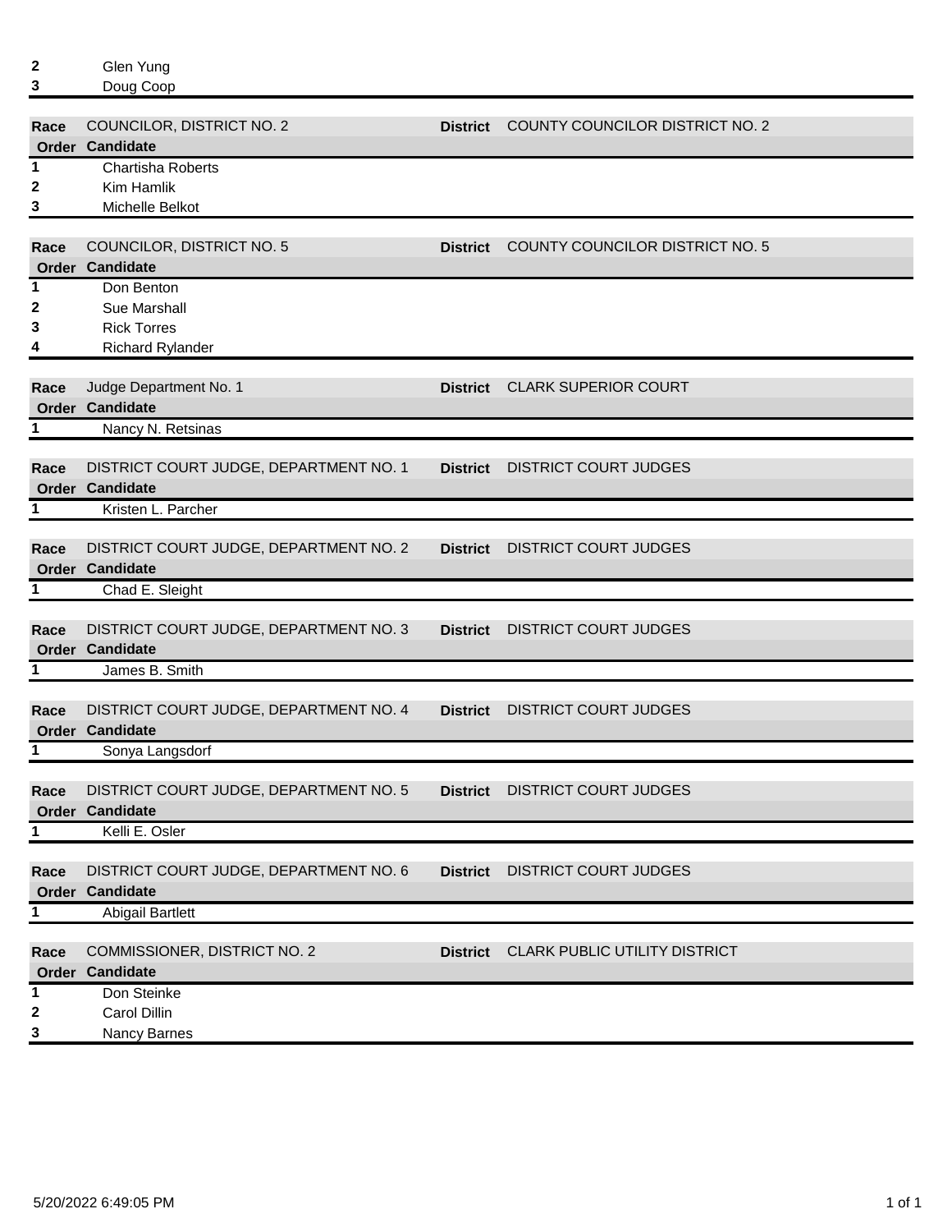| | |
|---|---|
| 2 | Glen Yung |
| 3 | Doug Coop |

| Race | COUNCILOR, DISTRICT NO. 2 | District | COUNTY COUNCILOR DISTRICT NO. 2 |
|---|---|---|---|
| **Order** | **Candidate** | | |
| 1 | Chartisha Roberts | | |
| 2 | Kim Hamlik | | |
| 3 | Michelle Belkot | | |

| Race | COUNCILOR, DISTRICT NO. 5 | District | COUNTY COUNCILOR DISTRICT NO. 5 |
|---|---|---|---|
| **Order** | **Candidate** | | |
| 1 | Don Benton | | |
| 2 | Sue Marshall | | |
| 3 | Rick Torres | | |
| 4 | Richard Rylander | | |

| Race | Judge Department No. 1 | District | CLARK SUPERIOR COURT |
|---|---|---|---|
| **Order** | **Candidate** | | |
| 1 | Nancy N. Retsinas | | |

| Race | DISTRICT COURT JUDGE, DEPARTMENT NO. 1 | District | DISTRICT COURT JUDGES |
|---|---|---|---|
| **Order** | **Candidate** | | |
| 1 | Kristen L. Parcher | | |

| Race | DISTRICT COURT JUDGE, DEPARTMENT NO. 2 | District | DISTRICT COURT JUDGES |
|---|---|---|---|
| **Order** | **Candidate** | | |
| 1 | Chad E. Sleight | | |

| Race | DISTRICT COURT JUDGE, DEPARTMENT NO. 3 | District | DISTRICT COURT JUDGES |
|---|---|---|---|
| **Order** | **Candidate** | | |
| 1 | James B. Smith | | |

| Race | DISTRICT COURT JUDGE, DEPARTMENT NO. 4 | District | DISTRICT COURT JUDGES |
|---|---|---|---|
| **Order** | **Candidate** | | |
| 1 | Sonya Langsdorf | | |

| Race | DISTRICT COURT JUDGE, DEPARTMENT NO. 5 | District | DISTRICT COURT JUDGES |
|---|---|---|---|
| **Order** | **Candidate** | | |
| 1 | Kelli E. Osler | | |

| Race | DISTRICT COURT JUDGE, DEPARTMENT NO. 6 | District | DISTRICT COURT JUDGES |
|---|---|---|---|
| **Order** | **Candidate** | | |
| 1 | Abigail Bartlett | | |

| Race | COMMISSIONER, DISTRICT NO. 2 | District | CLARK PUBLIC UTILITY DISTRICT |
|---|---|---|---|
| **Order** | **Candidate** | | |
| 1 | Don Steinke | | |
| 2 | Carol Dillin | | |
| 3 | Nancy Barnes | | |

5/20/2022 6:49:05 PM